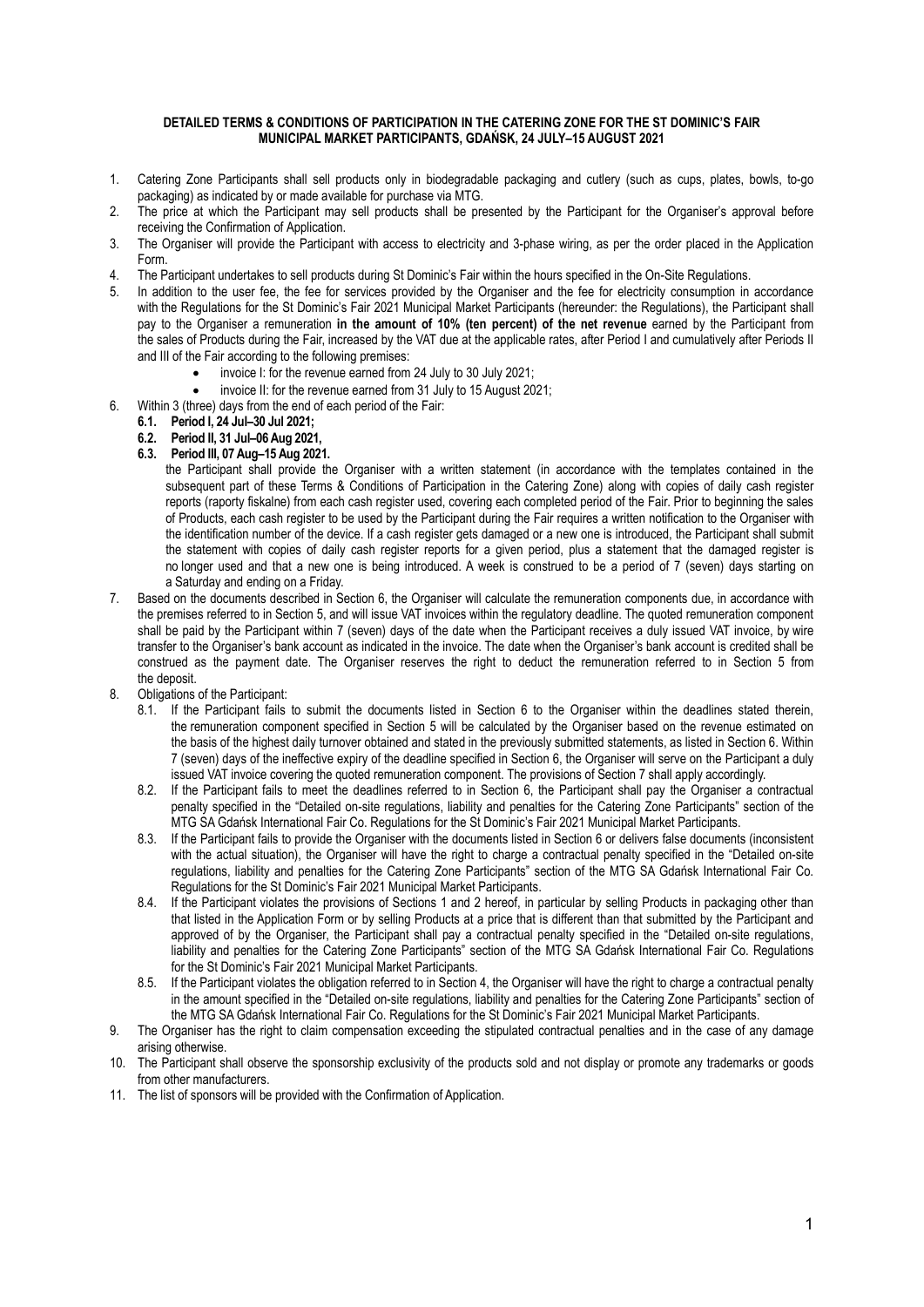**DETAILED TERMS & CONDITIONS OF PARTICIPATION IN THE CATERING ZONE FOR THE ST DOMINIC'S FAIR MUNICIPAL MARKET PARTICIPANTS, GDAŃSK, 24 JULY–15 AUGUST 2021**

1. Catering Zone Participants shall sell products only in biodegradable packaging and cutlery (such as cups, plates, bowls, to-go packaging) as indicated by or made available for purchase via MTG.
2. The price at which the Participant may sell products shall be presented by the Participant for the Organiser's approval before receiving the Confirmation of Application.
3. The Organiser will provide the Participant with access to electricity and 3-phase wiring, as per the order placed in the Application Form.
4. The Participant undertakes to sell products during St Dominic's Fair within the hours specified in the On-Site Regulations.
5. In addition to the user fee, the fee for services provided by the Organiser and the fee for electricity consumption in accordance with the Regulations for the St Dominic's Fair 2021 Municipal Market Participants (hereunder: the Regulations), the Participant shall pay to the Organiser a remuneration **in the amount of 10% (ten percent) of the net revenue** earned by the Participant from the sales of Products during the Fair, increased by the VAT due at the applicable rates, after Period I and cumulatively after Periods II and III of the Fair according to the following premises:
   - invoice I: for the revenue earned from 24 July to 30 July 2021;
   - invoice II: for the revenue earned from 31 July to 15 August 2021;
6. Within 3 (three) days from the end of each period of the Fair:
   **6.1. Period I, 24 Jul–30 Jul 2021;**
   **6.2. Period II, 31 Jul–06 Aug 2021,**
   **6.3. Period III, 07 Aug–15 Aug 2021.**

   the Participant shall provide the Organiser with a written statement (in accordance with the templates contained in the subsequent part of these Terms & Conditions of Participation in the Catering Zone) along with copies of daily cash register reports (raporty fiskalne) from each cash register used, covering each completed period of the Fair. Prior to beginning the sales of Products, each cash register to be used by the Participant during the Fair requires a written notification to the Organiser with the identification number of the device. If a cash register gets damaged or a new one is introduced, the Participant shall submit the statement with copies of daily cash register reports for a given period, plus a statement that the damaged register is no longer used and that a new one is being introduced. A week is construed to be a period of 7 (seven) days starting on a Saturday and ending on a Friday.
7. Based on the documents described in Section 6, the Organiser will calculate the remuneration components due, in accordance with the premises referred to in Section 5, and will issue VAT invoices within the regulatory deadline. The quoted remuneration component shall be paid by the Participant within 7 (seven) days of the date when the Participant receives a duly issued VAT invoice, by wire transfer to the Organiser's bank account as indicated in the invoice. The date when the Organiser's bank account is credited shall be construed as the payment date. The Organiser reserves the right to deduct the remuneration referred to in Section 5 from the deposit.
8. Obligations of the Participant:
   8.1. If the Participant fails to submit the documents listed in Section 6 to the Organiser within the deadlines stated therein, the remuneration component specified in Section 5 will be calculated by the Organiser based on the revenue estimated on the basis of the highest daily turnover obtained and stated in the previously submitted statements, as listed in Section 6. Within 7 (seven) days of the ineffective expiry of the deadline specified in Section 6, the Organiser will serve on the Participant a duly issued VAT invoice covering the quoted remuneration component. The provisions of Section 7 shall apply accordingly.
   8.2. If the Participant fails to meet the deadlines referred to in Section 6, the Participant shall pay the Organiser a contractual penalty specified in the "Detailed on-site regulations, liability and penalties for the Catering Zone Participants" section of the MTG SA Gdańsk International Fair Co. Regulations for the St Dominic's Fair 2021 Municipal Market Participants.
   8.3. If the Participant fails to provide the Organiser with the documents listed in Section 6 or delivers false documents (inconsistent with the actual situation), the Organiser will have the right to charge a contractual penalty specified in the "Detailed on-site regulations, liability and penalties for the Catering Zone Participants" section of the MTG SA Gdańsk International Fair Co. Regulations for the St Dominic's Fair 2021 Municipal Market Participants.
   8.4. If the Participant violates the provisions of Sections 1 and 2 hereof, in particular by selling Products in packaging other than that listed in the Application Form or by selling Products at a price that is different than that submitted by the Participant and approved of by the Organiser, the Participant shall pay a contractual penalty specified in the "Detailed on-site regulations, liability and penalties for the Catering Zone Participants" section of the MTG SA Gdańsk International Fair Co. Regulations for the St Dominic's Fair 2021 Municipal Market Participants.
   8.5. If the Participant violates the obligation referred to in Section 4, the Organiser will have the right to charge a contractual penalty in the amount specified in the "Detailed on-site regulations, liability and penalties for the Catering Zone Participants" section of the MTG SA Gdańsk International Fair Co. Regulations for the St Dominic's Fair 2021 Municipal Market Participants.
9. The Organiser has the right to claim compensation exceeding the stipulated contractual penalties and in the case of any damage arising otherwise.
10. The Participant shall observe the sponsorship exclusivity of the products sold and not display or promote any trademarks or goods from other manufacturers.
11. The list of sponsors will be provided with the Confirmation of Application.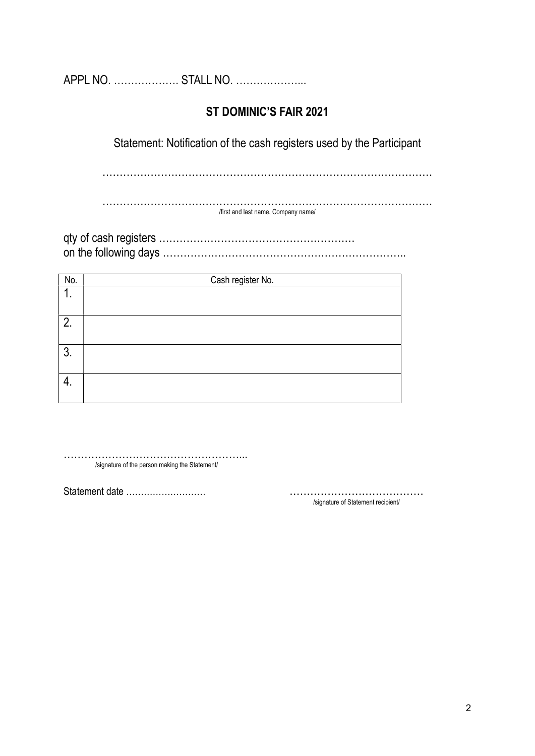APPL NO. ………………. STALL NO. ………………...

## ST DOMINIC'S FAIR 2021

Statement: Notification of the cash registers used by the Participant

…………………………………………………………………………………….

…………………………………………………………………………………….
/first and last name, Company name/

qty of cash registers ………………………………………………
on the following days ……………………………………………………………..

| No. | Cash register No. |
|---|---|
| 1. | |
| 2. | |
| 3. | |
| 4. | |

……………………………………………...
/signature of the person making the Statement/

Statement date ………………………    …………………………………
/signature of Statement recipient/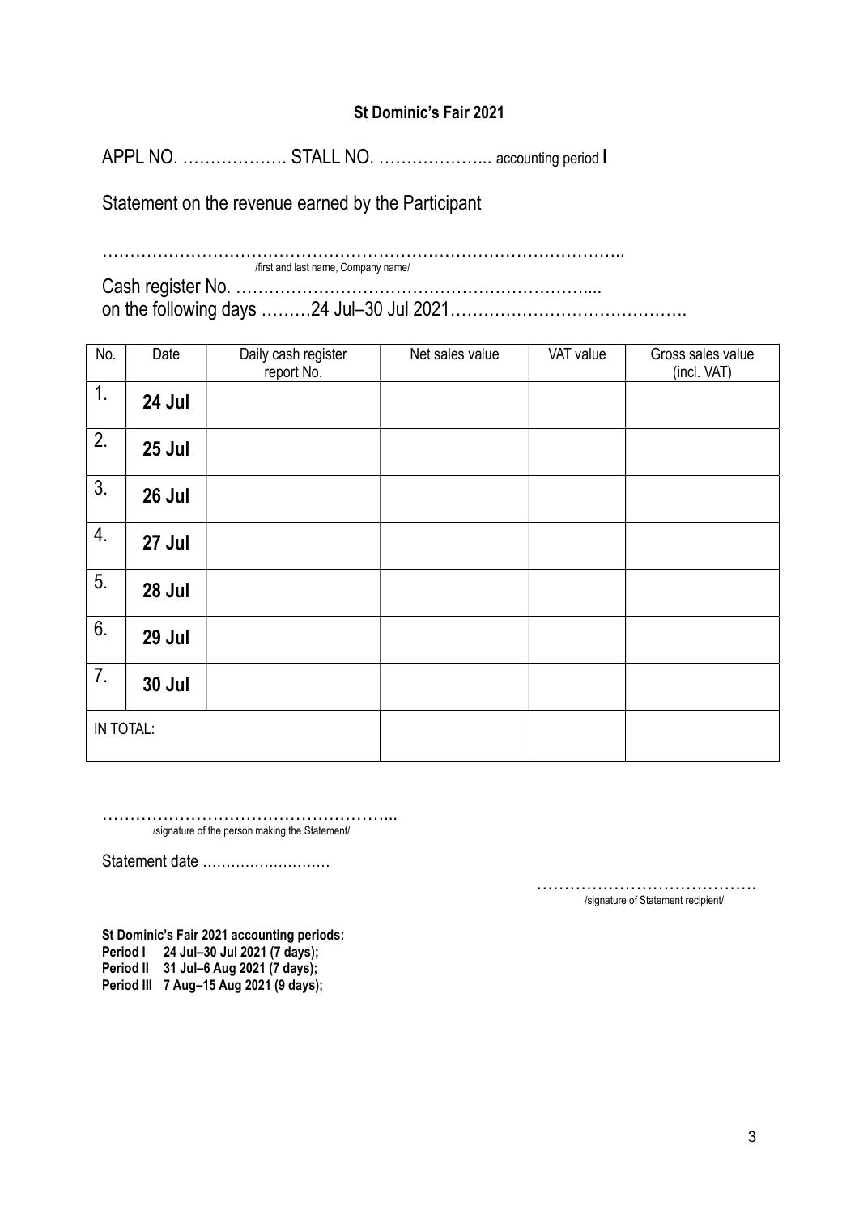**St Dominic's Fair 2021**

APPL NO. ………………. STALL NO. ……………….. accounting period **I**

Statement on the revenue earned by the Participant

……………………………………………………………………………………..
/first and last name, Company name/

Cash register No. ………………………………………………………....
on the following days ………24 Jul–30 Jul 2021…………………………………….

| No. | Date | Daily cash register report No. | Net sales value | VAT value | Gross sales value (incl. VAT) |
|---|---|---|---|---|---|
| 1. | **24 Jul** | | | | |
| 2. | **25 Jul** | | | | |
| 3. | **26 Jul** | | | | |
| 4. | **27 Jul** | | | | |
| 5. | **28 Jul** | | | | |
| 6. | **29 Jul** | | | | |
| 7. | **30 Jul** | | | | |
| IN TOTAL: | | | | | |

……………………………………………...
/signature of the person making the Statement/

Statement date ………………………

…………………………………
/signature of Statement recipient/

**St Dominic's Fair 2021 accounting periods:**
**Period I 24 Jul–30 Jul 2021 (7 days);**
**Period II 31 Jul–6 Aug 2021 (7 days);**
**Period III 7 Aug–15 Aug 2021 (9 days);**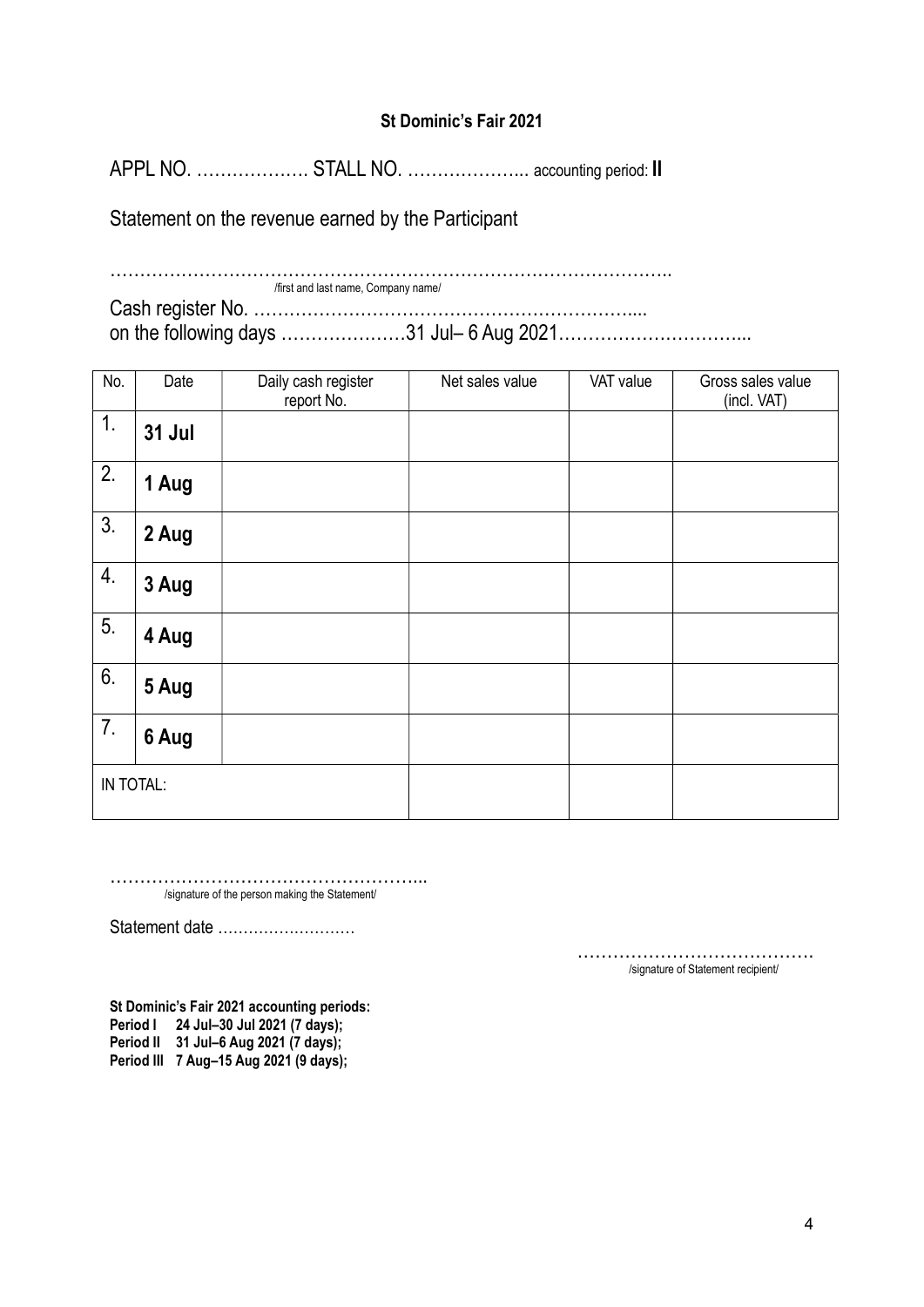**St Dominic's Fair 2021**

APPL NO. ………………. STALL NO. ………………... accounting period: **II**

Statement on the revenue earned by the Participant

……………………………………………………………………………………..
/first and last name, Company name/

Cash register No. ………………………………………………………....

on the following days …………………31 Jul– 6 Aug 2021…………………………...

| No. | Date | Daily cash register report No. | Net sales value | VAT value | Gross sales value (incl. VAT) |
|---|---|---|---|---|---|
| 1. | **31 Jul** | | | | |
| 2. | **1 Aug** | | | | |
| 3. | **2 Aug** | | | | |
| 4. | **3 Aug** | | | | |
| 5. | **4 Aug** | | | | |
| 6. | **5 Aug** | | | | |
| 7. | **6 Aug** | | | | |
| IN TOTAL: | | | | | |

……………………………………………...
/signature of the person making the Statement/

Statement date ………….…………

…………………………………
/signature of Statement recipient/

**St Dominic's Fair 2021 accounting periods:**
**Period I 24 Jul–30 Jul 2021 (7 days);**
**Period II 31 Jul–6 Aug 2021 (7 days);**
**Period III 7 Aug–15 Aug 2021 (9 days);**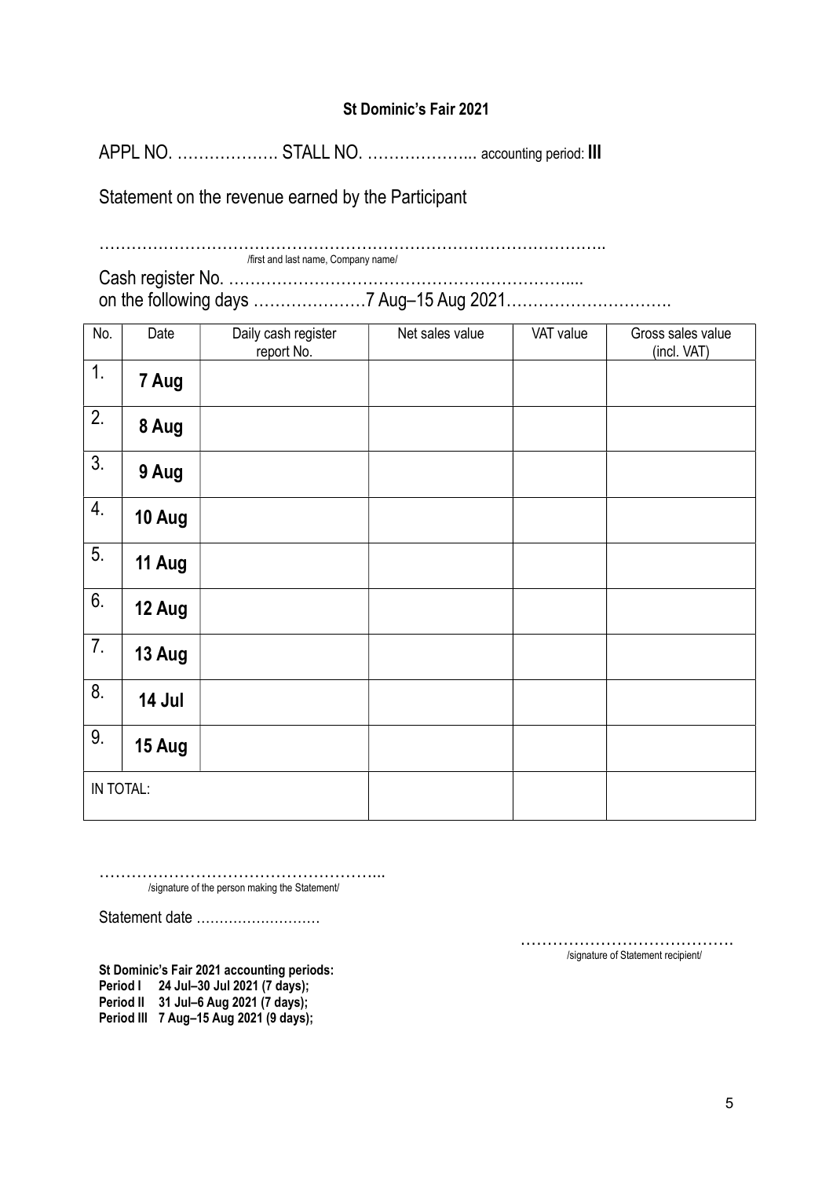**St Dominic's Fair 2021**

APPL NO. ……………… STALL NO. ……………….. accounting period: **III**

Statement on the revenue earned by the Participant

……………………………………………………………………………….
/first and last name, Company name/

Cash register No. ………………………………………………………....
on the following days …………………7 Aug–15 Aug 2021………………………….

| No. | Date | Daily cash register report No. | Net sales value | VAT value | Gross sales value (incl. VAT) |
|---|---|---|---|---|---|
| 1. | **7 Aug** | | | | |
| 2. | **8 Aug** | | | | |
| 3. | **9 Aug** | | | | |
| 4. | **10 Aug** | | | | |
| 5. | **11 Aug** | | | | |
| 6. | **12 Aug** | | | | |
| 7. | **13 Aug** | | | | |
| 8. | **14 Jul** | | | | |
| 9. | **15 Aug** | | | | |
| IN TOTAL: | | | | | |

……………………………………………..
/signature of the person making the Statement/

Statement date ………………………

………………………………….
/signature of Statement recipient/

**St Dominic's Fair 2021 accounting periods:**
**Period I 24 Jul–30 Jul 2021 (7 days);**
**Period II 31 Jul–6 Aug 2021 (7 days);**
**Period III 7 Aug–15 Aug 2021 (9 days);**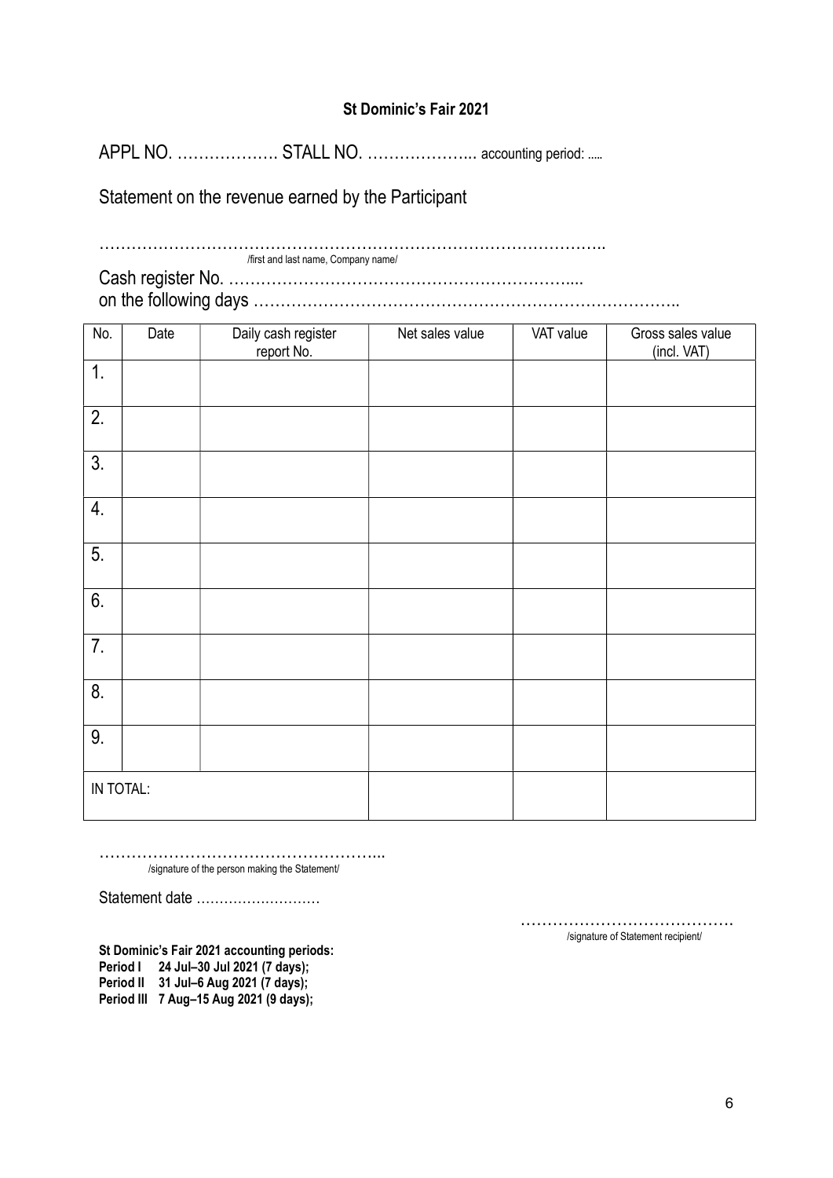**St Dominic's Fair 2021**

APPL NO. ………………. STALL NO. ……………….. accounting period: .....

Statement on the revenue earned by the Participant

……………………………………………………………………………………
/first and last name, Company name/

Cash register No. ………………………………………………………....

on the following days ……………………………………………………………………..

| No. | Date | Daily cash register report No. | Net sales value | VAT value | Gross sales value (incl. VAT) |
|---|---|---|---|---|---|
| 1. | | | | | |
| 2. | | | | | |
| 3. | | | | | |
| 4. | | | | | |
| 5. | | | | | |
| 6. | | | | | |
| 7. | | | | | |
| 8. | | | | | |
| 9. | | | | | |
| IN TOTAL: | | | | | |

……………………………………………...
/signature of the person making the Statement/

Statement date ………………………

………………………………….
/signature of Statement recipient/

**St Dominic's Fair 2021 accounting periods:**
**Period I 24 Jul–30 Jul 2021 (7 days);**
**Period II 31 Jul–6 Aug 2021 (7 days);**
**Period III 7 Aug–15 Aug 2021 (9 days);**